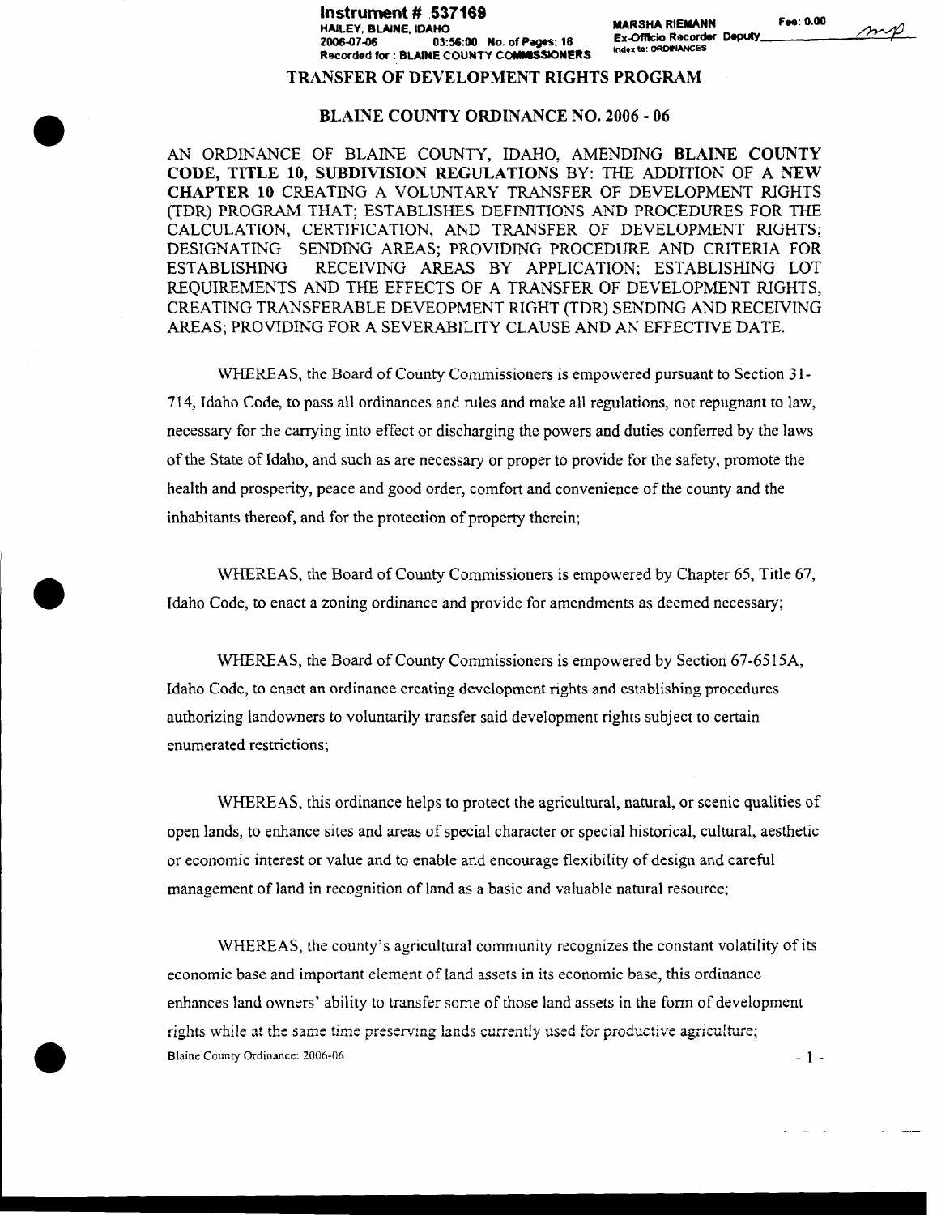Instrument # 537169
HAILEY, BLAINE, IDAHO
2006-07-06 03:56:00 No. of Pages: 16
Recorded for : BLAINE COUNTY COMMISSIONERS

MARSHA RIEMANN
Ex-Officio Recorder Deputy
Index to: ORDINANCES

Fee: 0.00

## TRANSFER OF DEVELOPMENT RIGHTS PROGRAM

## BLAINE COUNTY ORDINANCE NO. 2006 - 06

AN ORDINANCE OF BLAINE COUNTY, IDAHO, AMENDING **BLAINE COUNTY CODE, TITLE 10, SUBDIVISION REGULATIONS** BY: THE ADDITION OF A **NEW CHAPTER 10** CREATING A VOLUNTARY TRANSFER OF DEVELOPMENT RIGHTS (TDR) PROGRAM THAT; ESTABLISHES DEFINITIONS AND PROCEDURES FOR THE CALCULATION, CERTIFICATION, AND TRANSFER OF DEVELOPMENT RIGHTS; DESIGNATING SENDING AREAS; PROVIDING PROCEDURE AND CRITERIA FOR ESTABLISHING RECEIVING AREAS BY APPLICATION; ESTABLISHING LOT REQUIREMENTS AND THE EFFECTS OF A TRANSFER OF DEVELOPMENT RIGHTS, CREATING TRANSFERABLE DEVEOPMENT RIGHT (TDR) SENDING AND RECEIVING AREAS; PROVIDING FOR A SEVERABILITY CLAUSE AND AN EFFECTIVE DATE.

WHEREAS, the Board of County Commissioners is empowered pursuant to Section 31-714, Idaho Code, to pass all ordinances and rules and make all regulations, not repugnant to law, necessary for the carrying into effect or discharging the powers and duties conferred by the laws of the State of Idaho, and such as are necessary or proper to provide for the safety, promote the health and prosperity, peace and good order, comfort and convenience of the county and the inhabitants thereof, and for the protection of property therein;

WHEREAS, the Board of County Commissioners is empowered by Chapter 65, Title 67, Idaho Code, to enact a zoning ordinance and provide for amendments as deemed necessary;

WHEREAS, the Board of County Commissioners is empowered by Section 67-6515A, Idaho Code, to enact an ordinance creating development rights and establishing procedures authorizing landowners to voluntarily transfer said development rights subject to certain enumerated restrictions;

WHEREAS, this ordinance helps to protect the agricultural, natural, or scenic qualities of open lands, to enhance sites and areas of special character or special historical, cultural, aesthetic or economic interest or value and to enable and encourage flexibility of design and careful management of land in recognition of land as a basic and valuable natural resource;

WHEREAS, the county's agricultural community recognizes the constant volatility of its economic base and important element of land assets in its economic base, this ordinance enhances land owners' ability to transfer some of those land assets in the form of development rights while at the same time preserving lands currently used for productive agriculture;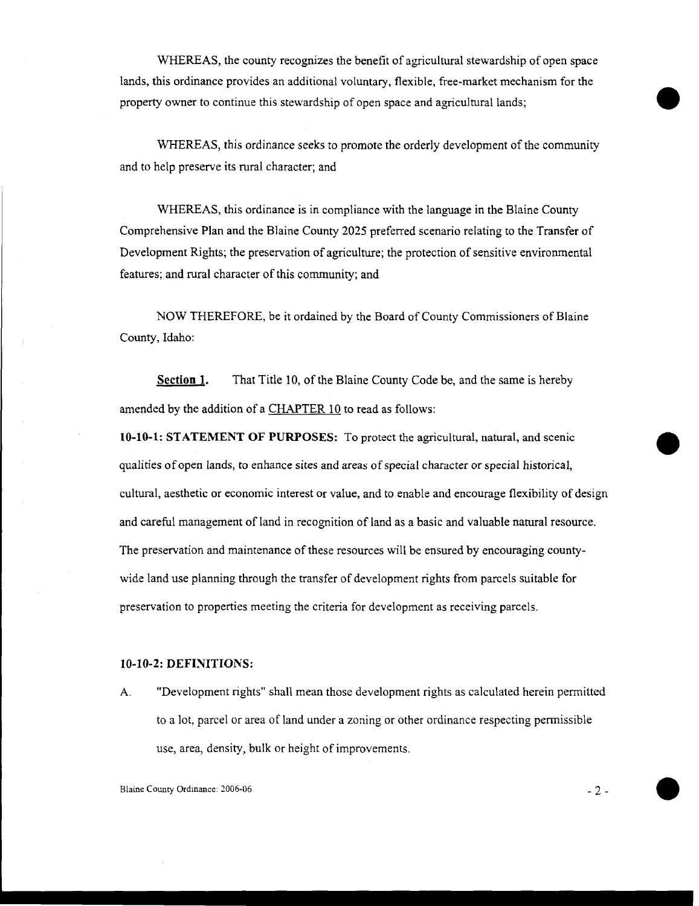WHEREAS, the county recognizes the benefit of agricultural stewardship of open space lands, this ordinance provides an additional voluntary, flexible, free-market mechanism for the property owner to continue this stewardship of open space and agricultural lands;

WHEREAS, this ordinance seeks to promote the orderly development of the community and to help preserve its rural character; and

WHEREAS, this ordinance is in compliance with the language in the Blaine County Comprehensive Plan and the Blaine County 2025 preferred scenario relating to the Transfer of Development Rights; the preservation of agriculture; the protection of sensitive environmental features; and rural character of this community; and

NOW THEREFORE, be it ordained by the Board of County Commissioners of Blaine County, Idaho:

**Section 1.** That Title 10, of the Blaine County Code be, and the same is hereby amended by the addition of a CHAPTER 10 to read as follows:

**10-10-1: STATEMENT OF PURPOSES:** To protect the agricultural, natural, and scenic qualities of open lands, to enhance sites and areas of special character or special historical, cultural, aesthetic or economic interest or value, and to enable and encourage flexibility of design and careful management of land in recognition of land as a basic and valuable natural resource. The preservation and maintenance of these resources will be ensured by encouraging county-wide land use planning through the transfer of development rights from parcels suitable for preservation to properties meeting the criteria for development as receiving parcels.

**10-10-2: DEFINITIONS:**

A. "Development rights" shall mean those development rights as calculated herein permitted to a lot, parcel or area of land under a zoning or other ordinance respecting permissible use, area, density, bulk or height of improvements.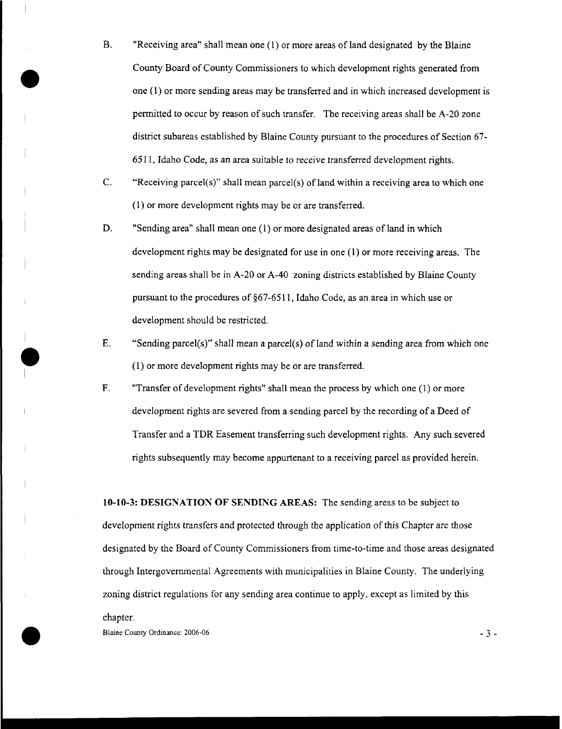B. "Receiving area" shall mean one (1) or more areas of land designated by the Blaine County Board of County Commissioners to which development rights generated from one (1) or more sending areas may be transferred and in which increased development is permitted to occur by reason of such transfer. The receiving areas shall be A-20 zone district subareas established by Blaine County pursuant to the procedures of Section 67-6511, Idaho Code, as an area suitable to receive transferred development rights.

C. "Receiving parcel(s)" shall mean parcel(s) of land within a receiving area to which one (1) or more development rights may be or are transferred.

D. "Sending area" shall mean one (1) or more designated areas of land in which development rights may be designated for use in one (1) or more receiving areas. The sending areas shall be in A-20 or A-40 zoning districts established by Blaine County pursuant to the procedures of §67-6511, Idaho Code, as an area in which use or development should be restricted.

E. "Sending parcel(s)" shall mean a parcel(s) of land within a sending area from which one (1) or more development rights may be or are transferred.

F. "Transfer of development rights" shall mean the process by which one (1) or more development rights are severed from a sending parcel by the recording of a Deed of Transfer and a TDR Easement transferring such development rights. Any such severed rights subsequently may become appurtenant to a receiving parcel as provided herein.

**10-10-3: DESIGNATION OF SENDING AREAS:** The sending areas to be subject to development rights transfers and protected through the application of this Chapter are those designated by the Board of County Commissioners from time-to-time and those areas designated through Intergovernmental Agreements with municipalities in Blaine County. The underlying zoning district regulations for any sending area continue to apply, except as limited by this chapter.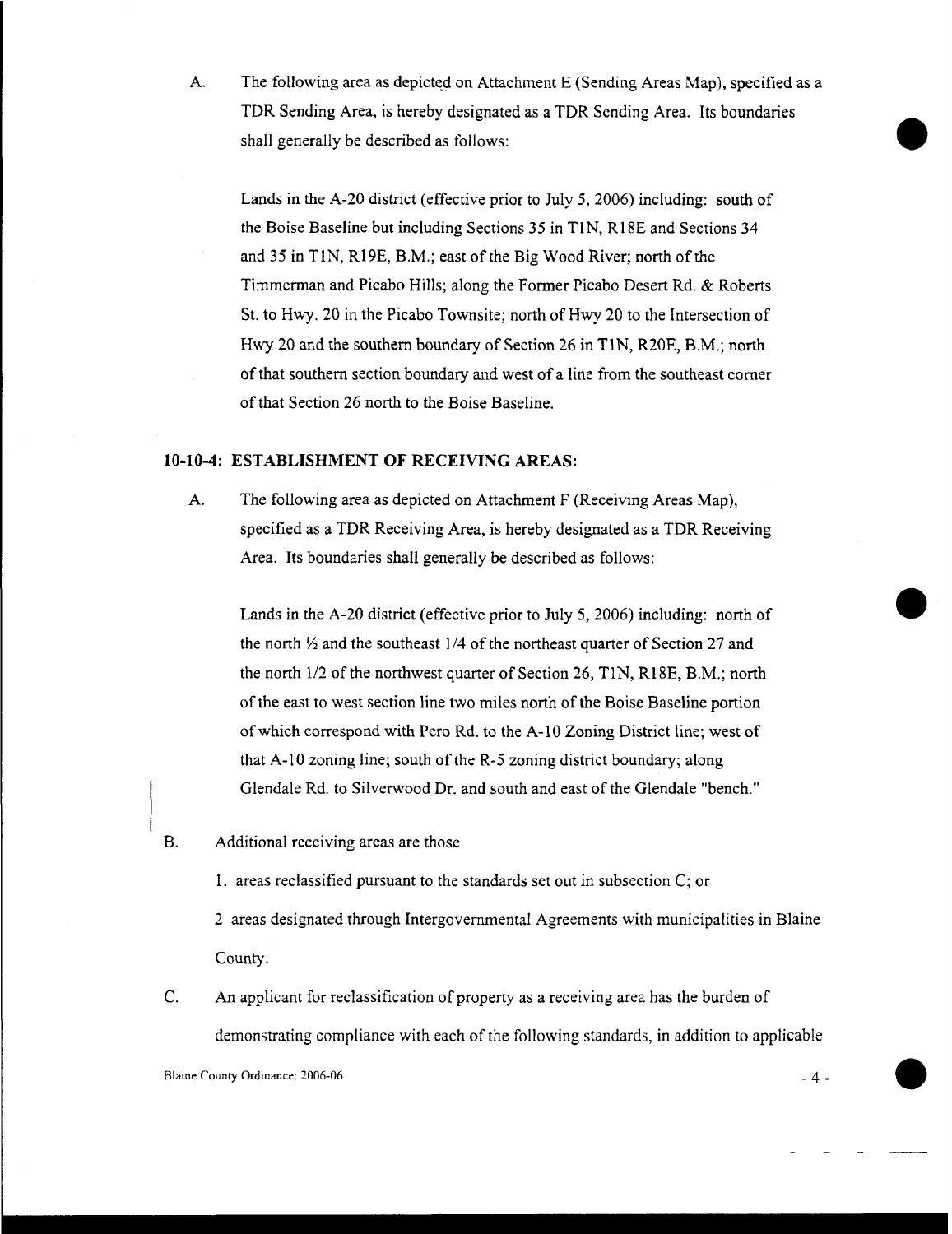A. The following area as depicted on Attachment E (Sending Areas Map), specified as a TDR Sending Area, is hereby designated as a TDR Sending Area. Its boundaries shall generally be described as follows:

Lands in the A-20 district (effective prior to July 5, 2006) including: south of the Boise Baseline but including Sections 35 in T1N, R18E and Sections 34 and 35 in T1N, R19E, B.M.; east of the Big Wood River; north of the Timmerman and Picabo Hills; along the Former Picabo Desert Rd. & Roberts St. to Hwy. 20 in the Picabo Townsite; north of Hwy 20 to the Intersection of Hwy 20 and the southern boundary of Section 26 in T1N, R20E, B.M.; north of that southern section boundary and west of a line from the southeast corner of that Section 26 north to the Boise Baseline.

## 10-10-4: ESTABLISHMENT OF RECEIVING AREAS:

A. The following area as depicted on Attachment F (Receiving Areas Map), specified as a TDR Receiving Area, is hereby designated as a TDR Receiving Area. Its boundaries shall generally be described as follows:

Lands in the A-20 district (effective prior to July 5, 2006) including: north of the north ½ and the southeast 1/4 of the northeast quarter of Section 27 and the north 1/2 of the northwest quarter of Section 26, T1N, R18E, B.M.; north of the east to west section line two miles north of the Boise Baseline portion of which correspond with Pero Rd. to the A-10 Zoning District line; west of that A-10 zoning line; south of the R-5 zoning district boundary; along Glendale Rd. to Silverwood Dr. and south and east of the Glendale "bench."

B. Additional receiving areas are those

1. areas reclassified pursuant to the standards set out in subsection C; or

2 areas designated through Intergovernmental Agreements with municipalities in Blaine County.

C. An applicant for reclassification of property as a receiving area has the burden of demonstrating compliance with each of the following standards, in addition to applicable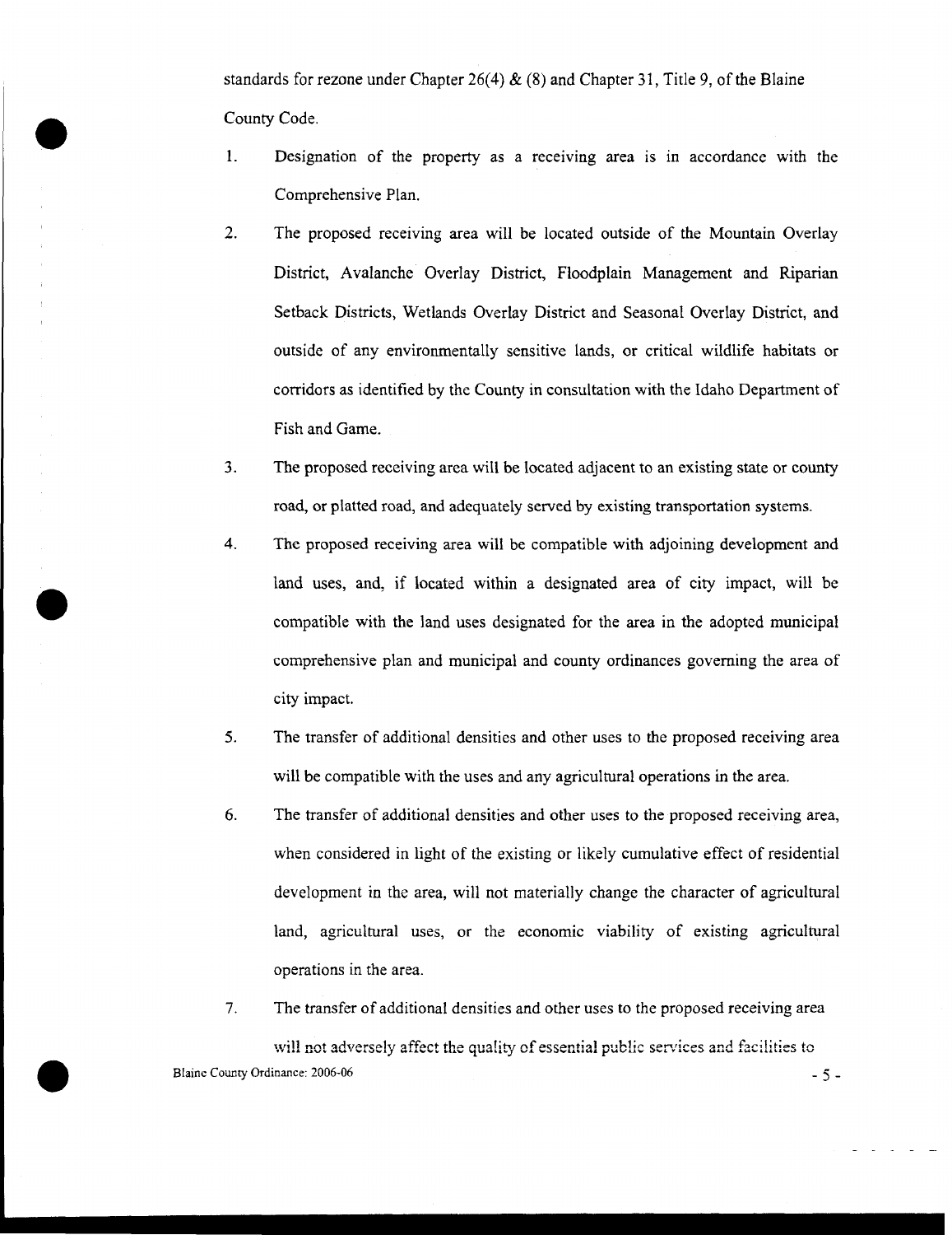standards for rezone under Chapter 26(4) & (8) and Chapter 31, Title 9, of the Blaine County Code.

1. Designation of the property as a receiving area is in accordance with the Comprehensive Plan.

2. The proposed receiving area will be located outside of the Mountain Overlay District, Avalanche Overlay District, Floodplain Management and Riparian Setback Districts, Wetlands Overlay District and Seasonal Overlay District, and outside of any environmentally sensitive lands, or critical wildlife habitats or corridors as identified by the County in consultation with the Idaho Department of Fish and Game.

3. The proposed receiving area will be located adjacent to an existing state or county road, or platted road, and adequately served by existing transportation systems.

4. The proposed receiving area will be compatible with adjoining development and land uses, and, if located within a designated area of city impact, will be compatible with the land uses designated for the area in the adopted municipal comprehensive plan and municipal and county ordinances governing the area of city impact.

5. The transfer of additional densities and other uses to the proposed receiving area will be compatible with the uses and any agricultural operations in the area.

6. The transfer of additional densities and other uses to the proposed receiving area, when considered in light of the existing or likely cumulative effect of residential development in the area, will not materially change the character of agricultural land, agricultural uses, or the economic viability of existing agricultural operations in the area.

7. The transfer of additional densities and other uses to the proposed receiving area will not adversely affect the quality of essential public services and facilities to

Blaine County Ordinance: 2006-06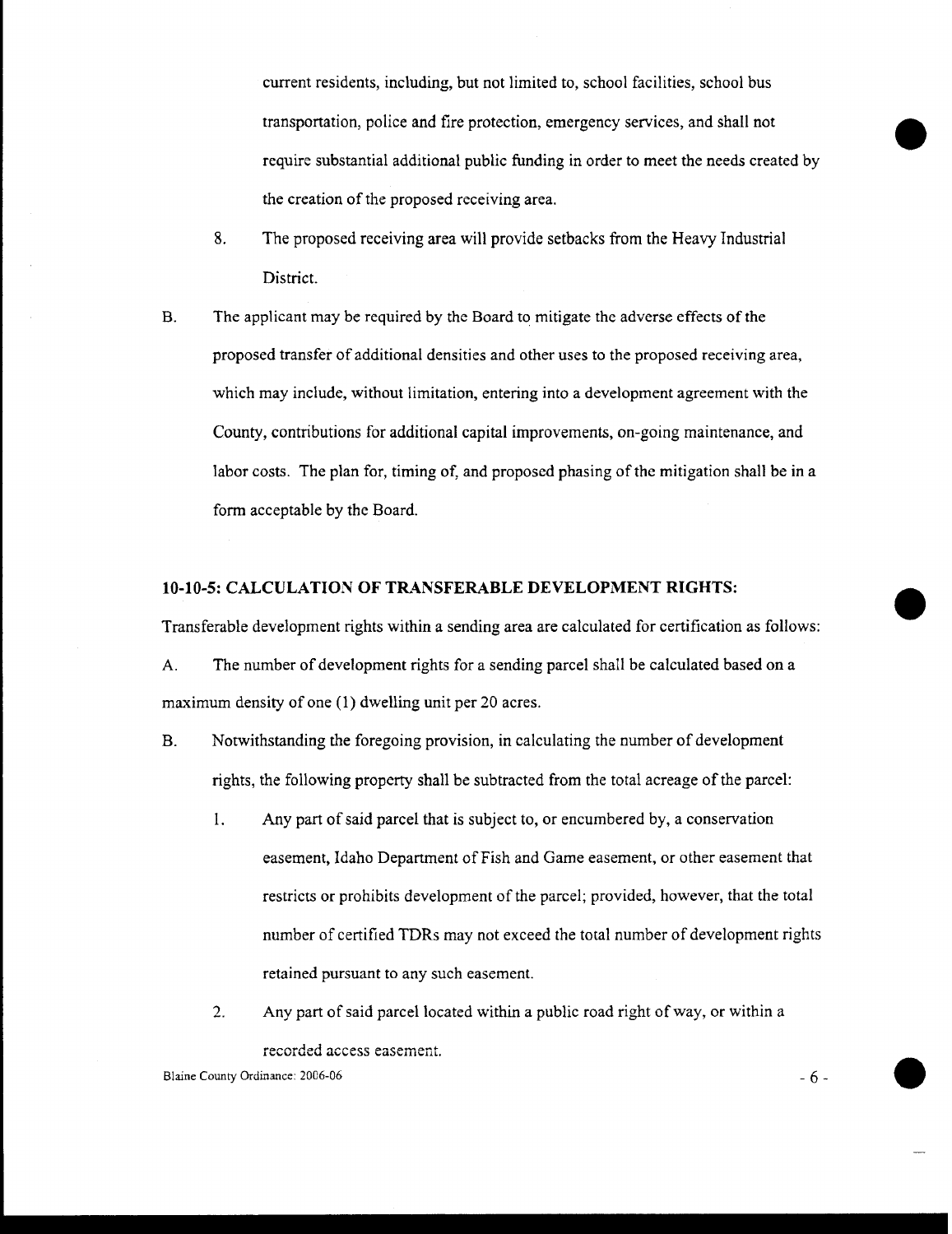current residents, including, but not limited to, school facilities, school bus transportation, police and fire protection, emergency services, and shall not require substantial additional public funding in order to meet the needs created by the creation of the proposed receiving area.

8. The proposed receiving area will provide setbacks from the Heavy Industrial District.

B. The applicant may be required by the Board to mitigate the adverse effects of the proposed transfer of additional densities and other uses to the proposed receiving area, which may include, without limitation, entering into a development agreement with the County, contributions for additional capital improvements, on-going maintenance, and labor costs. The plan for, timing of, and proposed phasing of the mitigation shall be in a form acceptable by the Board.

**10-10-5: CALCULATION OF TRANSFERABLE DEVELOPMENT RIGHTS:**

Transferable development rights within a sending area are calculated for certification as follows:

A. The number of development rights for a sending parcel shall be calculated based on a maximum density of one (1) dwelling unit per 20 acres.

B. Notwithstanding the foregoing provision, in calculating the number of development rights, the following property shall be subtracted from the total acreage of the parcel:

1. Any part of said parcel that is subject to, or encumbered by, a conservation easement, Idaho Department of Fish and Game easement, or other easement that restricts or prohibits development of the parcel; provided, however, that the total number of certified TDRs may not exceed the total number of development rights retained pursuant to any such easement.

2. Any part of said parcel located within a public road right of way, or within a recorded access easement.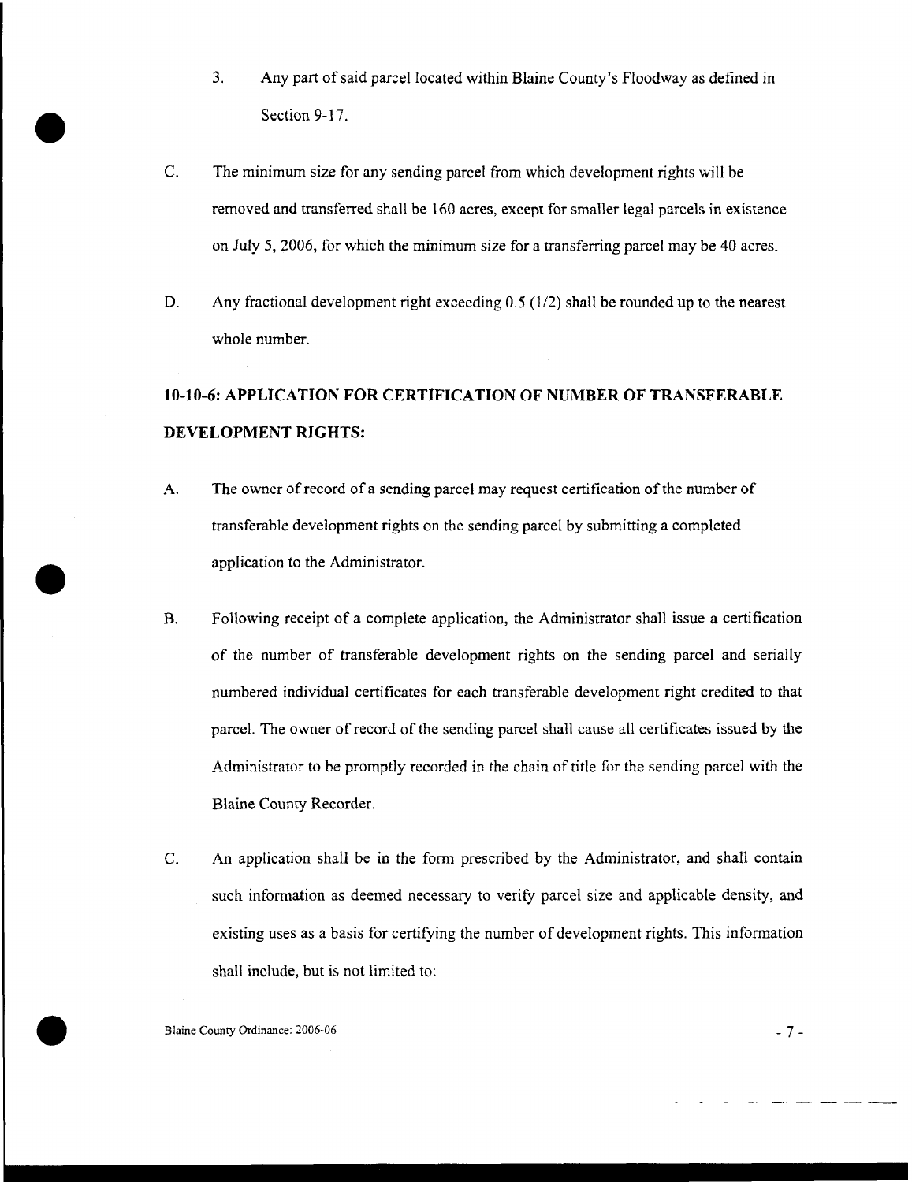3. Any part of said parcel located within Blaine County's Floodway as defined in Section 9-17.

C. The minimum size for any sending parcel from which development rights will be removed and transferred shall be 160 acres, except for smaller legal parcels in existence on July 5, 2006, for which the minimum size for a transferring parcel may be 40 acres.

D. Any fractional development right exceeding 0.5 (1/2) shall be rounded up to the nearest whole number.

## 10-10-6: APPLICATION FOR CERTIFICATION OF NUMBER OF TRANSFERABLE DEVELOPMENT RIGHTS:

A. The owner of record of a sending parcel may request certification of the number of transferable development rights on the sending parcel by submitting a completed application to the Administrator.

B. Following receipt of a complete application, the Administrator shall issue a certification of the number of transferable development rights on the sending parcel and serially numbered individual certificates for each transferable development right credited to that parcel. The owner of record of the sending parcel shall cause all certificates issued by the Administrator to be promptly recorded in the chain of title for the sending parcel with the Blaine County Recorder.

C. An application shall be in the form prescribed by the Administrator, and shall contain such information as deemed necessary to verify parcel size and applicable density, and existing uses as a basis for certifying the number of development rights. This information shall include, but is not limited to: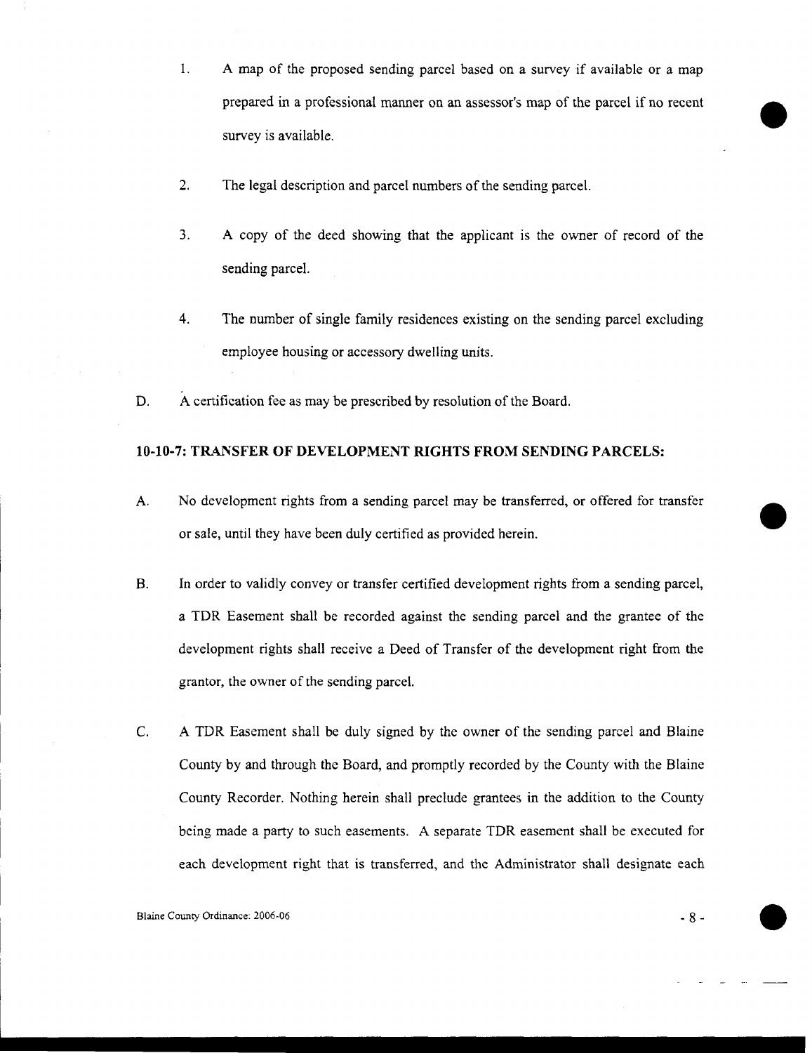1. A map of the proposed sending parcel based on a survey if available or a map prepared in a professional manner on an assessor's map of the parcel if no recent survey is available.

2. The legal description and parcel numbers of the sending parcel.

3. A copy of the deed showing that the applicant is the owner of record of the sending parcel.

4. The number of single family residences existing on the sending parcel excluding employee housing or accessory dwelling units.

D. A certification fee as may be prescribed by resolution of the Board.

## 10-10-7: TRANSFER OF DEVELOPMENT RIGHTS FROM SENDING PARCELS:

A. No development rights from a sending parcel may be transferred, or offered for transfer or sale, until they have been duly certified as provided herein.

B. In order to validly convey or transfer certified development rights from a sending parcel, a TDR Easement shall be recorded against the sending parcel and the grantee of the development rights shall receive a Deed of Transfer of the development right from the grantor, the owner of the sending parcel.

C. A TDR Easement shall be duly signed by the owner of the sending parcel and Blaine County by and through the Board, and promptly recorded by the County with the Blaine County Recorder. Nothing herein shall preclude grantees in the addition to the County being made a party to such easements. A separate TDR easement shall be executed for each development right that is transferred, and the Administrator shall designate each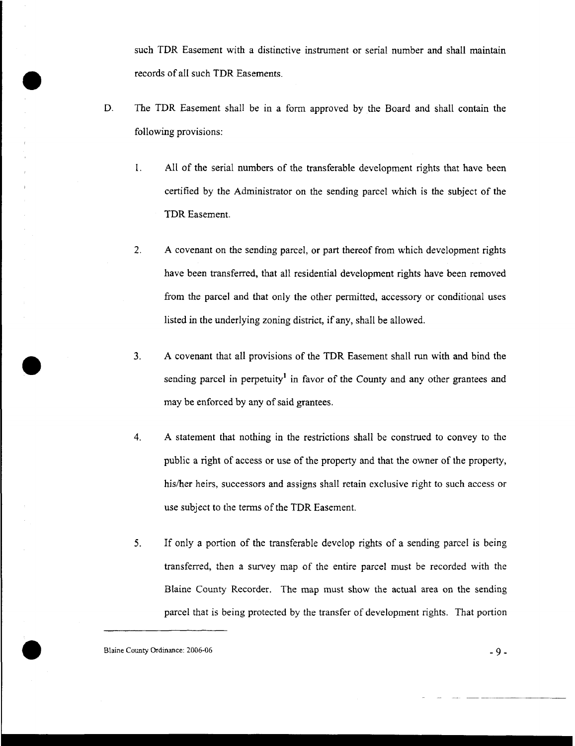such TDR Easement with a distinctive instrument or serial number and shall maintain records of all such TDR Easements.

D. The TDR Easement shall be in a form approved by the Board and shall contain the following provisions:

1. All of the serial numbers of the transferable development rights that have been certified by the Administrator on the sending parcel which is the subject of the TDR Easement.

2. A covenant on the sending parcel, or part thereof from which development rights have been transferred, that all residential development rights have been removed from the parcel and that only the other permitted, accessory or conditional uses listed in the underlying zoning district, if any, shall be allowed.

3. A covenant that all provisions of the TDR Easement shall run with and bind the sending parcel in perpetuity[1] in favor of the County and any other grantees and may be enforced by any of said grantees.

4. A statement that nothing in the restrictions shall be construed to convey to the public a right of access or use of the property and that the owner of the property, his/her heirs, successors and assigns shall retain exclusive right to such access or use subject to the terms of the TDR Easement.

5. If only a portion of the transferable develop rights of a sending parcel is being transferred, then a survey map of the entire parcel must be recorded with the Blaine County Recorder. The map must show the actual area on the sending parcel that is being protected by the transfer of development rights. That portion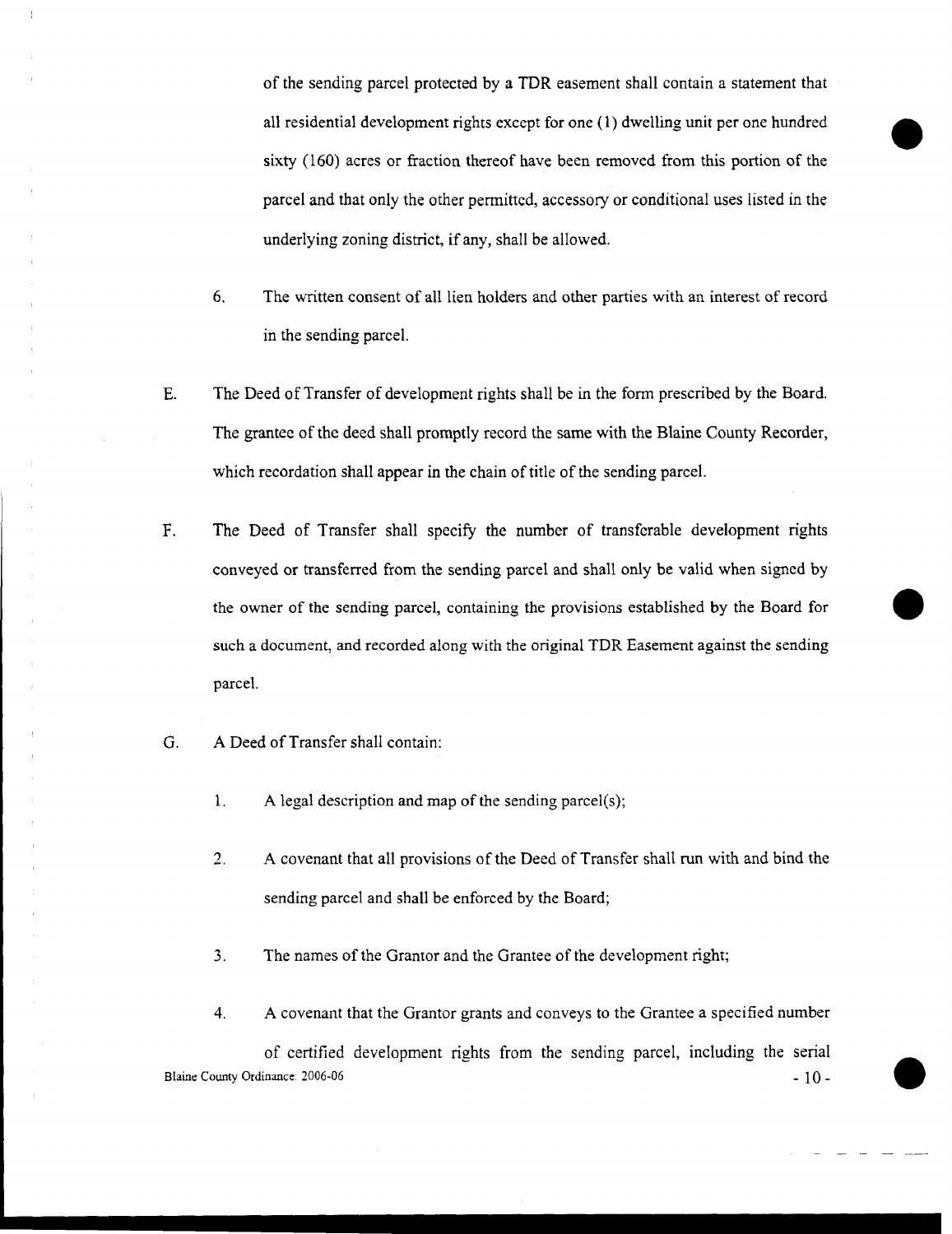of the sending parcel protected by a TDR easement shall contain a statement that all residential development rights except for one (1) dwelling unit per one hundred sixty (160) acres or fraction thereof have been removed from this portion of the parcel and that only the other permitted, accessory or conditional uses listed in the underlying zoning district, if any, shall be allowed.

6. The written consent of all lien holders and other parties with an interest of record in the sending parcel.

E. The Deed of Transfer of development rights shall be in the form prescribed by the Board. The grantee of the deed shall promptly record the same with the Blaine County Recorder, which recordation shall appear in the chain of title of the sending parcel.

F. The Deed of Transfer shall specify the number of transferable development rights conveyed or transferred from the sending parcel and shall only be valid when signed by the owner of the sending parcel, containing the provisions established by the Board for such a document, and recorded along with the original TDR Easement against the sending parcel.

G. A Deed of Transfer shall contain:

1. A legal description and map of the sending parcel(s);

2. A covenant that all provisions of the Deed of Transfer shall run with and bind the sending parcel and shall be enforced by the Board;

3. The names of the Grantor and the Grantee of the development right;

4. A covenant that the Grantor grants and conveys to the Grantee a specified number of certified development rights from the sending parcel, including the serial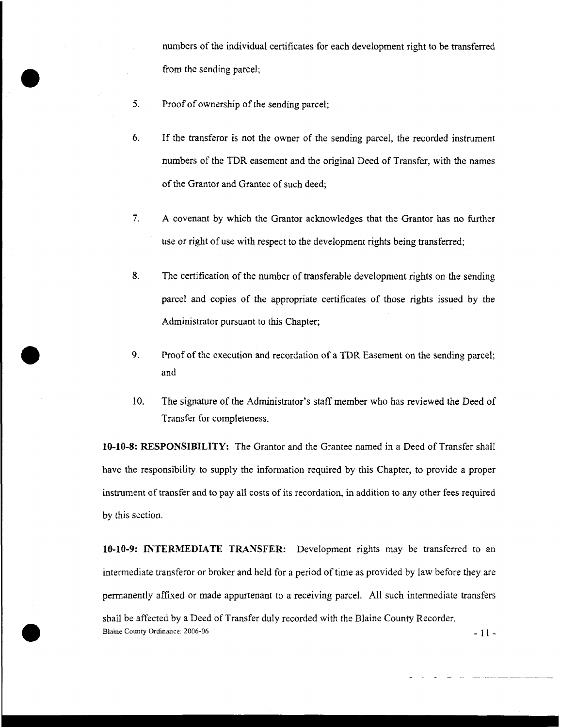numbers of the individual certificates for each development right to be transferred from the sending parcel;

5. Proof of ownership of the sending parcel;

6. If the transferor is not the owner of the sending parcel, the recorded instrument numbers of the TDR easement and the original Deed of Transfer, with the names of the Grantor and Grantee of such deed;

7. A covenant by which the Grantor acknowledges that the Grantor has no further use or right of use with respect to the development rights being transferred;

8. The certification of the number of transferable development rights on the sending parcel and copies of the appropriate certificates of those rights issued by the Administrator pursuant to this Chapter;

9. Proof of the execution and recordation of a TDR Easement on the sending parcel; and

10. The signature of the Administrator's staff member who has reviewed the Deed of Transfer for completeness.

**10-10-8: RESPONSIBILITY:** The Grantor and the Grantee named in a Deed of Transfer shall have the responsibility to supply the information required by this Chapter, to provide a proper instrument of transfer and to pay all costs of its recordation, in addition to any other fees required by this section.

**10-10-9: INTERMEDIATE TRANSFER:** Development rights may be transferred to an intermediate transferor or broker and held for a period of time as provided by law before they are permanently affixed or made appurtenant to a receiving parcel. All such intermediate transfers shall be affected by a Deed of Transfer duly recorded with the Blaine County Recorder.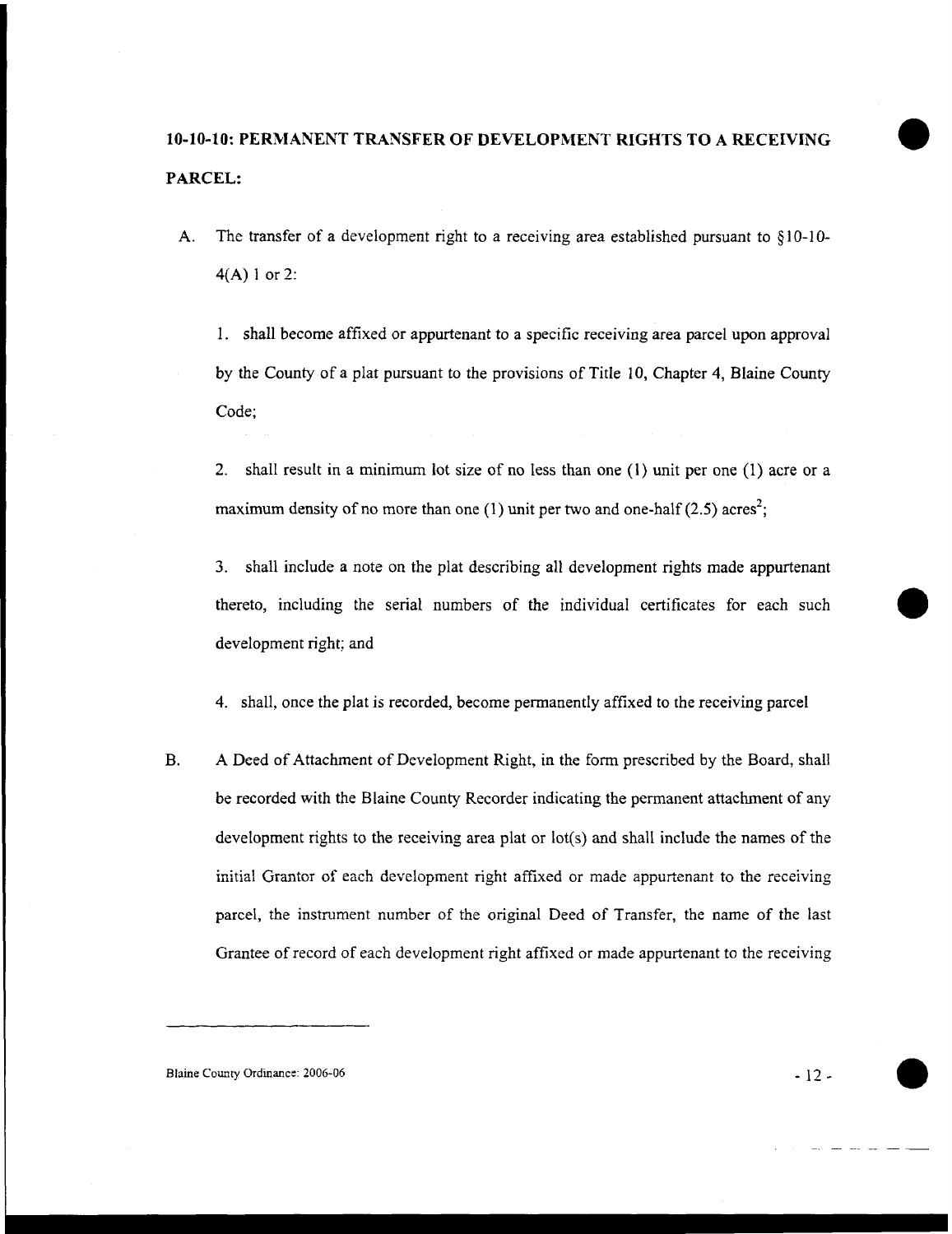## 10-10-10: PERMANENT TRANSFER OF DEVELOPMENT RIGHTS TO A RECEIVING PARCEL:

A. The transfer of a development right to a receiving area established pursuant to §10-10-4(A) 1 or 2:

   1. shall become affixed or appurtenant to a specific receiving area parcel upon approval by the County of a plat pursuant to the provisions of Title 10, Chapter 4, Blaine County Code;

   2. shall result in a minimum lot size of no less than one (1) unit per one (1) acre or a maximum density of no more than one (1) unit per two and one-half (2.5) acres[2];

   3. shall include a note on the plat describing all development rights made appurtenant thereto, including the serial numbers of the individual certificates for each such development right; and

   4. shall, once the plat is recorded, become permanently affixed to the receiving parcel

B. A Deed of Attachment of Development Right, in the form prescribed by the Board, shall be recorded with the Blaine County Recorder indicating the permanent attachment of any development rights to the receiving area plat or lot(s) and shall include the names of the initial Grantor of each development right affixed or made appurtenant to the receiving parcel, the instrument number of the original Deed of Transfer, the name of the last Grantee of record of each development right affixed or made appurtenant to the receiving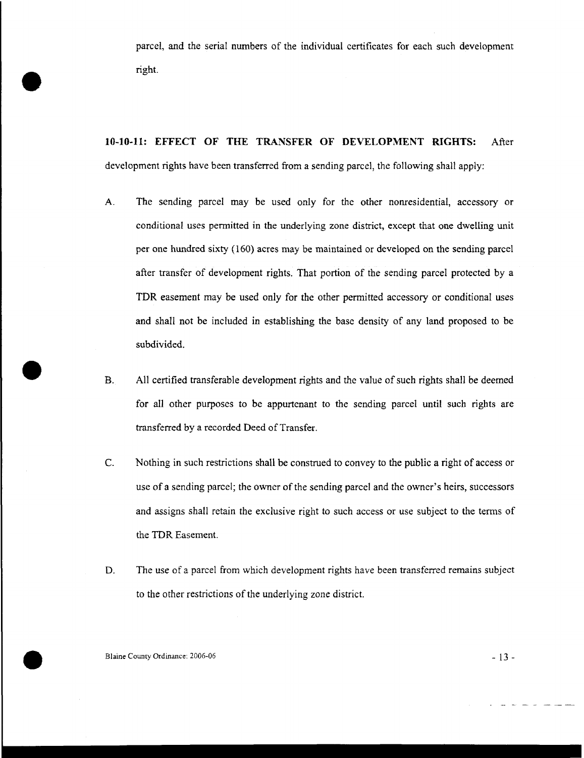parcel, and the serial numbers of the individual certificates for each such development right.

**10-10-11: EFFECT OF THE TRANSFER OF DEVELOPMENT RIGHTS:** After development rights have been transferred from a sending parcel, the following shall apply:

A. The sending parcel may be used only for the other nonresidential, accessory or conditional uses permitted in the underlying zone district, except that one dwelling unit per one hundred sixty (160) acres may be maintained or developed on the sending parcel after transfer of development rights. That portion of the sending parcel protected by a TDR easement may be used only for the other permitted accessory or conditional uses and shall not be included in establishing the base density of any land proposed to be subdivided.

B. All certified transferable development rights and the value of such rights shall be deemed for all other purposes to be appurtenant to the sending parcel until such rights are transferred by a recorded Deed of Transfer.

C. Nothing in such restrictions shall be construed to convey to the public a right of access or use of a sending parcel; the owner of the sending parcel and the owner's heirs, successors and assigns shall retain the exclusive right to such access or use subject to the terms of the TDR Easement.

D. The use of a parcel from which development rights have been transferred remains subject to the other restrictions of the underlying zone district.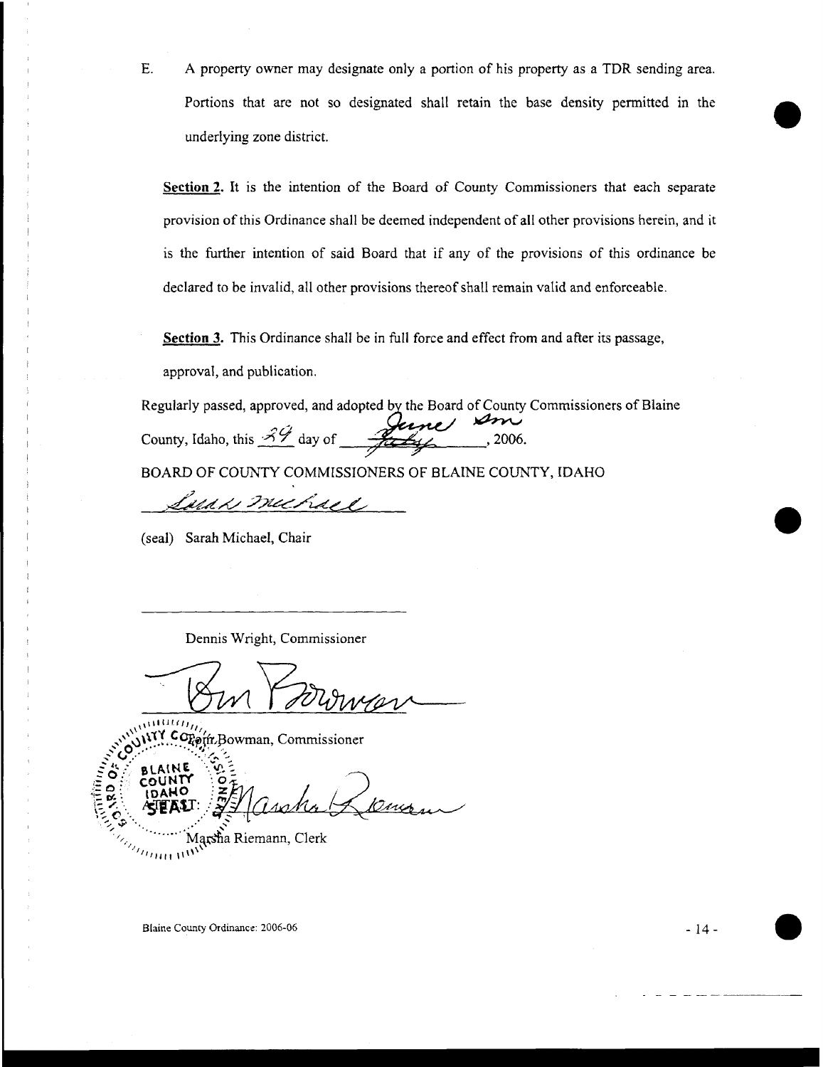E. A property owner may designate only a portion of his property as a TDR sending area. Portions that are not so designated shall retain the base density permitted in the underlying zone district.

**Section 2.** It is the intention of the Board of County Commissioners that each separate provision of this Ordinance shall be deemed independent of all other provisions herein, and it is the further intention of said Board that if any of the provisions of this ordinance be declared to be invalid, all other provisions thereof shall remain valid and enforceable.

**Section 3.** This Ordinance shall be in full force and effect from and after its passage, approval, and publication.

Regularly passed, approved, and adopted by the Board of County Commissioners of Blaine County, Idaho, this 29 day of ~~July~~ June Sm, 2006.

BOARD OF COUNTY COMMISSIONERS OF BLAINE COUNTY, IDAHO

Sarah Michael

(seal) Sarah Michael, Chair

\_\_\_\_\_\_\_\_\_\_\_\_\_\_\_\_\_\_\_\_\_\_\_\_\_\_\_\_\_\_

Dennis Wright, Commissioner

Tom Bowman

Tom Bowman, Commissioner

ATTEST: Marsha Riemann

Marsha Riemann, Clerk

BLAINE COUNTY IDAHO SEAL

Blaine County Ordinance: 2006-06